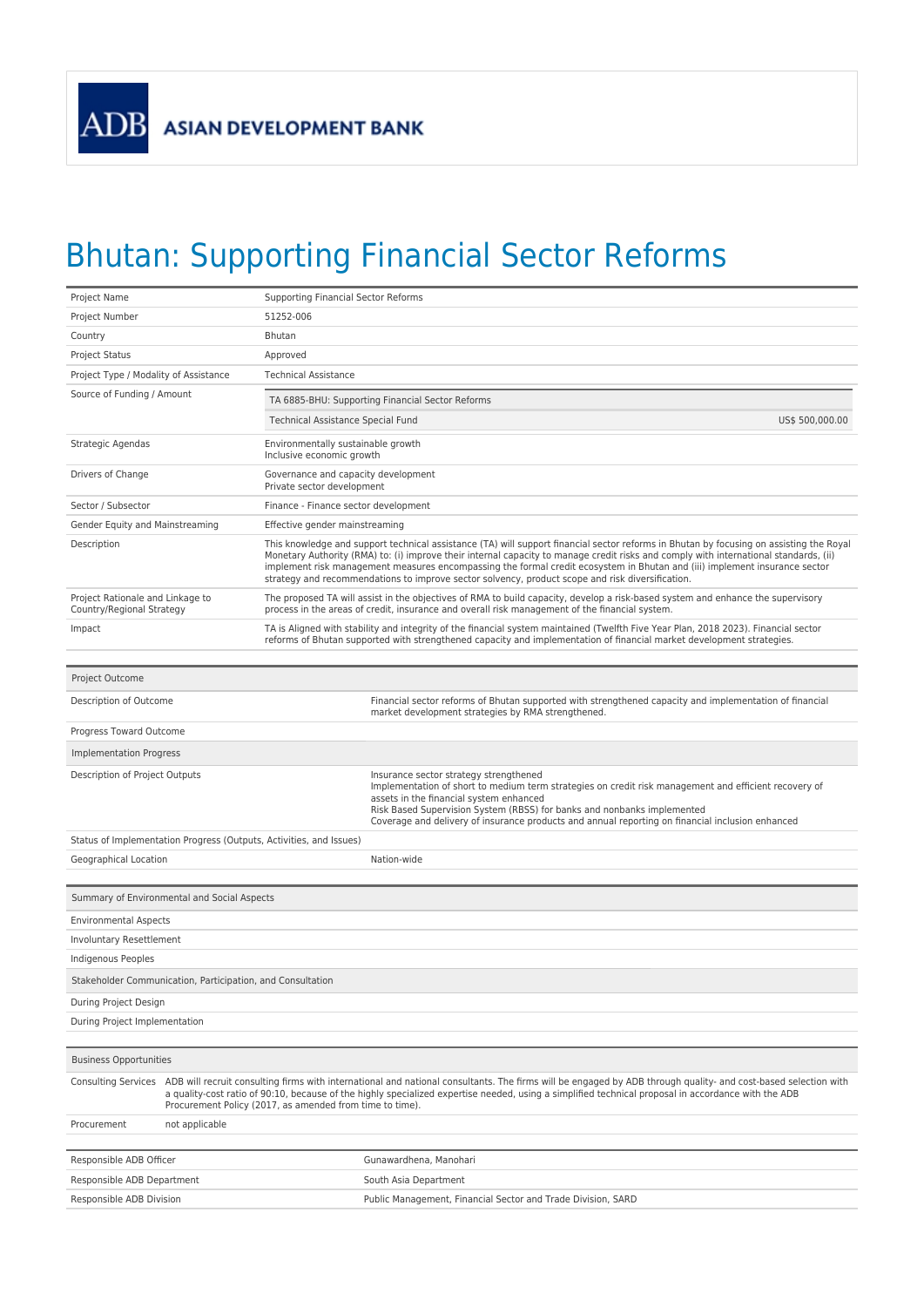ADB ASIAN DEVELOPMENT BANK

# Bhutan: Supporting Financial Sector Reforms

| | |
|---|---|
| Project Name | Supporting Financial Sector Reforms |
| Project Number | 51252-006 |
| Country | Bhutan |
| Project Status | Approved |
| Project Type / Modality of Assistance | Technical Assistance |
| Source of Funding / Amount | TA 6885-BHU: Supporting Financial Sector Reforms<br>Technical Assistance Special Fund US$ 500,000.00 |
| Strategic Agendas | Environmentally sustainable growth<br>Inclusive economic growth |
| Drivers of Change | Governance and capacity development<br>Private sector development |
| Sector / Subsector | Finance - Finance sector development |
| Gender Equity and Mainstreaming | Effective gender mainstreaming |
| Description | This knowledge and support technical assistance (TA) will support financial sector reforms in Bhutan by focusing on assisting the Royal Monetary Authority (RMA) to: (i) improve their internal capacity to manage credit risks and comply with international standards, (ii) implement risk management measures encompassing the formal credit ecosystem in Bhutan and (iii) implement insurance sector strategy and recommendations to improve sector solvency, product scope and risk diversification. |
| Project Rationale and Linkage to Country/Regional Strategy | The proposed TA will assist in the objectives of RMA to build capacity, develop a risk-based system and enhance the supervisory process in the areas of credit, insurance and overall risk management of the financial system. |
| Impact | TA is Aligned with stability and integrity of the financial system maintained (Twelfth Five Year Plan, 2018 2023). Financial sector reforms of Bhutan supported with strengthened capacity and implementation of financial market development strategies. |

| Project Outcome | |
|---|---|
| Description of Outcome | Financial sector reforms of Bhutan supported with strengthened capacity and implementation of financial market development strategies by RMA strengthened. |
| Progress Toward Outcome | |
| **Implementation Progress** | |
| Description of Project Outputs | Insurance sector strategy strengthened<br>Implementation of short to medium term strategies on credit risk management and efficient recovery of assets in the financial system enhanced<br>Risk Based Supervision System (RBSS) for banks and nonbanks implemented<br>Coverage and delivery of insurance products and annual reporting on financial inclusion enhanced |
| Status of Implementation Progress (Outputs, Activities, and Issues) | |
| Geographical Location | Nation-wide |

| Summary of Environmental and Social Aspects | |
|---|---|
| Environmental Aspects | |
| Involuntary Resettlement | |
| Indigenous Peoples | |
| **Stakeholder Communication, Participation, and Consultation** | |
| During Project Design | |
| During Project Implementation | |

| Business Opportunities | |
|---|---|
| Consulting Services | ADB will recruit consulting firms with international and national consultants. The firms will be engaged by ADB through quality- and cost-based selection with a quality-cost ratio of 90:10, because of the highly specialized expertise needed, using a simplified technical proposal in accordance with the ADB Procurement Policy (2017, as amended from time to time). |
| Procurement | not applicable |

| | |
|---|---|
| Responsible ADB Officer | Gunawardhena, Manohari |
| Responsible ADB Department | South Asia Department |
| Responsible ADB Division | Public Management, Financial Sector and Trade Division, SARD |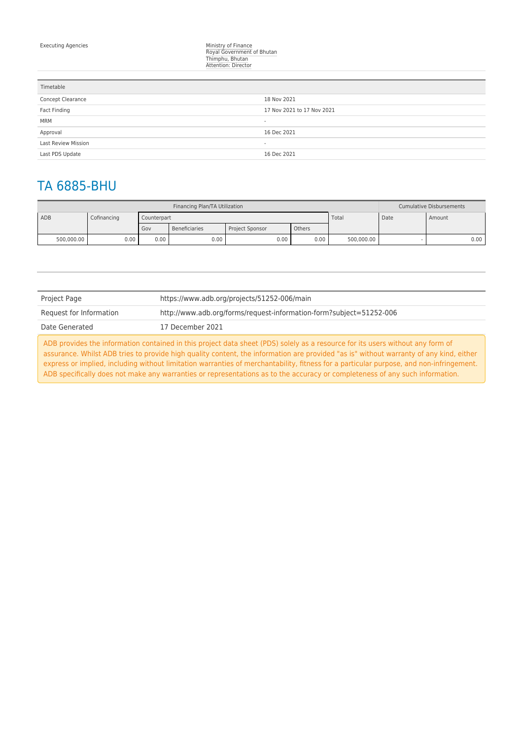| | |
|---|---|
| Executing Agencies | Ministry of Finance<br>Royal Government of Bhutan<br>Thimphu, Bhutan<br>Attention: Director |

| Timetable | |
|---|---|
| Concept Clearance | 18 Nov 2021 |
| Fact Finding | 17 Nov 2021 to 17 Nov 2021 |
| MRM | - |
| Approval | 16 Dec 2021 |
| Last Review Mission | - |
| Last PDS Update | 16 Dec 2021 |

## TA 6885-BHU

| Financing Plan/TA Utilization | | | | | | | Cumulative Disbursements | |
|---|---|---|---|---|---|---|---|---|
| ADB | Cofinancing | Counterpart | | | | Total | Date | Amount |
| | | Gov | Beneficiaries | Project Sponsor | Others | | | |
| 500,000.00 | 0.00 | 0.00 | 0.00 | 0.00 | 0.00 | 500,000.00 | - | 0.00 |

| | |
|---|---|
| Project Page | https://www.adb.org/projects/51252-006/main |
| Request for Information | http://www.adb.org/forms/request-information-form?subject=51252-006 |
| Date Generated | 17 December 2021 |

ADB provides the information contained in this project data sheet (PDS) solely as a resource for its users without any form of assurance. Whilst ADB tries to provide high quality content, the information are provided "as is" without warranty of any kind, either express or implied, including without limitation warranties of merchantability, fitness for a particular purpose, and non-infringement. ADB specifically does not make any warranties or representations as to the accuracy or completeness of any such information.